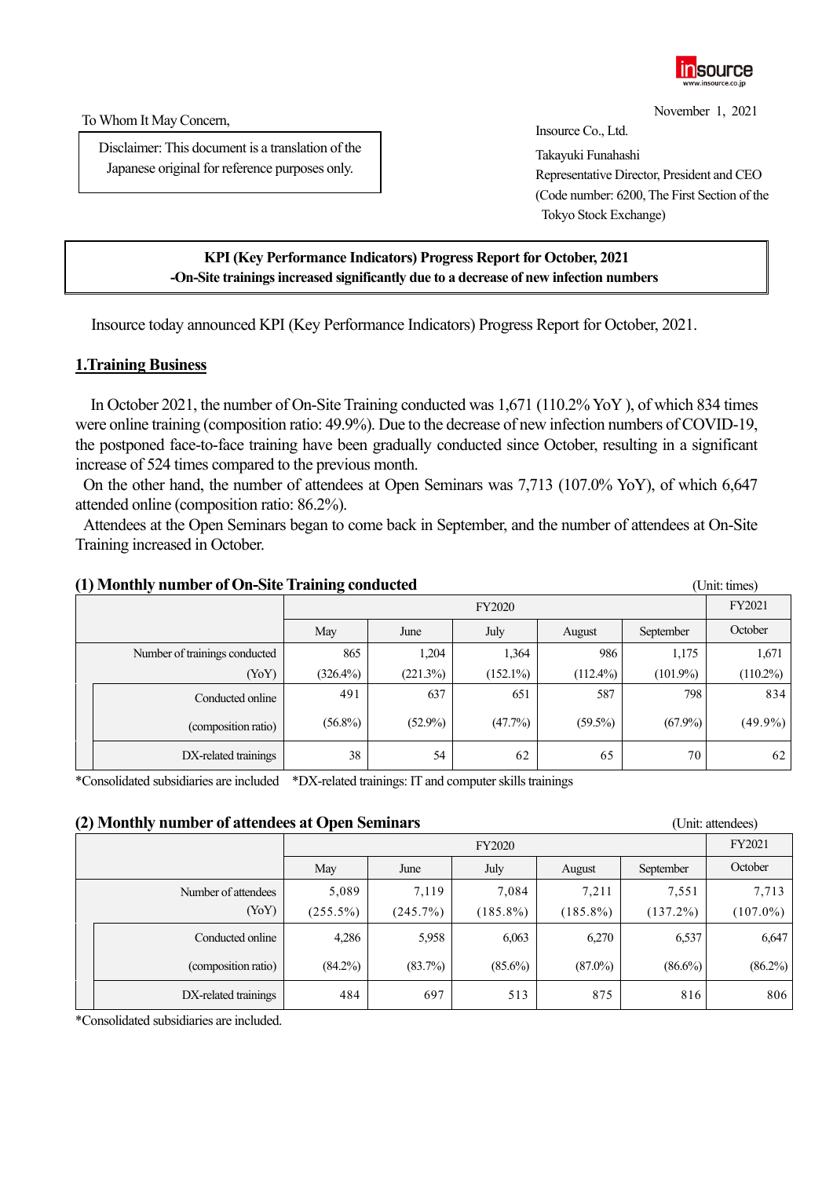To Whom It May Concern,

Disclaimer: This document is a translation of the Japanese original for reference purposes only.

November 1, 2021

Insource Co., Ltd.
Takayuki Funahashi
Representative Director, President and CEO
(Code number: 6200, The First Section of the Tokyo Stock Exchange)

**KPI (Key Performance Indicators) Progress Report for October, 2021**
**-On-Site trainings increased significantly due to a decrease of new infection numbers**

Insource today announced KPI (Key Performance Indicators) Progress Report for October, 2021.

## 1.Training Business

In October 2021, the number of On-Site Training conducted was 1,671 (110.2% YoY ), of which 834 times were online training (composition ratio: 49.9%). Due to the decrease of new infection numbers of COVID-19, the postponed face-to-face training have been gradually conducted since October, resulting in a significant increase of 524 times compared to the previous month.

On the other hand, the number of attendees at Open Seminars was 7,713 (107.0% YoY), of which 6,647 attended online (composition ratio: 86.2%).

Attendees at the Open Seminars began to come back in September, and the number of attendees at On-Site Training increased in October.

### (1) Monthly number of On-Site Training conducted

(Unit: times)

| | FY2020 | | | | | FY2021 |
|---|---|---|---|---|---|---|
| | May | June | July | August | September | October |
| Number of trainings conducted | 865 | 1,204 | 1,364 | 986 | 1,175 | 1,671 |
| (YoY) | (326.4%) | (221.3%) | (152.1%) | (112.4%) | (101.9%) | (110.2%) |
| Conducted online | 491 | 637 | 651 | 587 | 798 | 834 |
| (composition ratio) | (56.8%) | (52.9%) | (47.7%) | (59.5%) | (67.9%) | (49.9%) |
| DX-related trainings | 38 | 54 | 62 | 65 | 70 | 62 |

*Consolidated subsidiaries are included *DX-related trainings: IT and computer skills trainings

### (2) Monthly number of attendees at Open Seminars

(Unit: attendees)

| | FY2020 | | | | | FY2021 |
|---|---|---|---|---|---|---|
| | May | June | July | August | September | October |
| Number of attendees | 5,089 | 7,119 | 7,084 | 7,211 | 7,551 | 7,713 |
| (YoY) | (255.5%) | (245.7%) | (185.8%) | (185.8%) | (137.2%) | (107.0%) |
| Conducted online | 4,286 | 5,958 | 6,063 | 6,270 | 6,537 | 6,647 |
| (composition ratio) | (84.2%) | (83.7%) | (85.6%) | (87.0%) | (86.6%) | (86.2%) |
| DX-related trainings | 484 | 697 | 513 | 875 | 816 | 806 |

*Consolidated subsidiaries are included.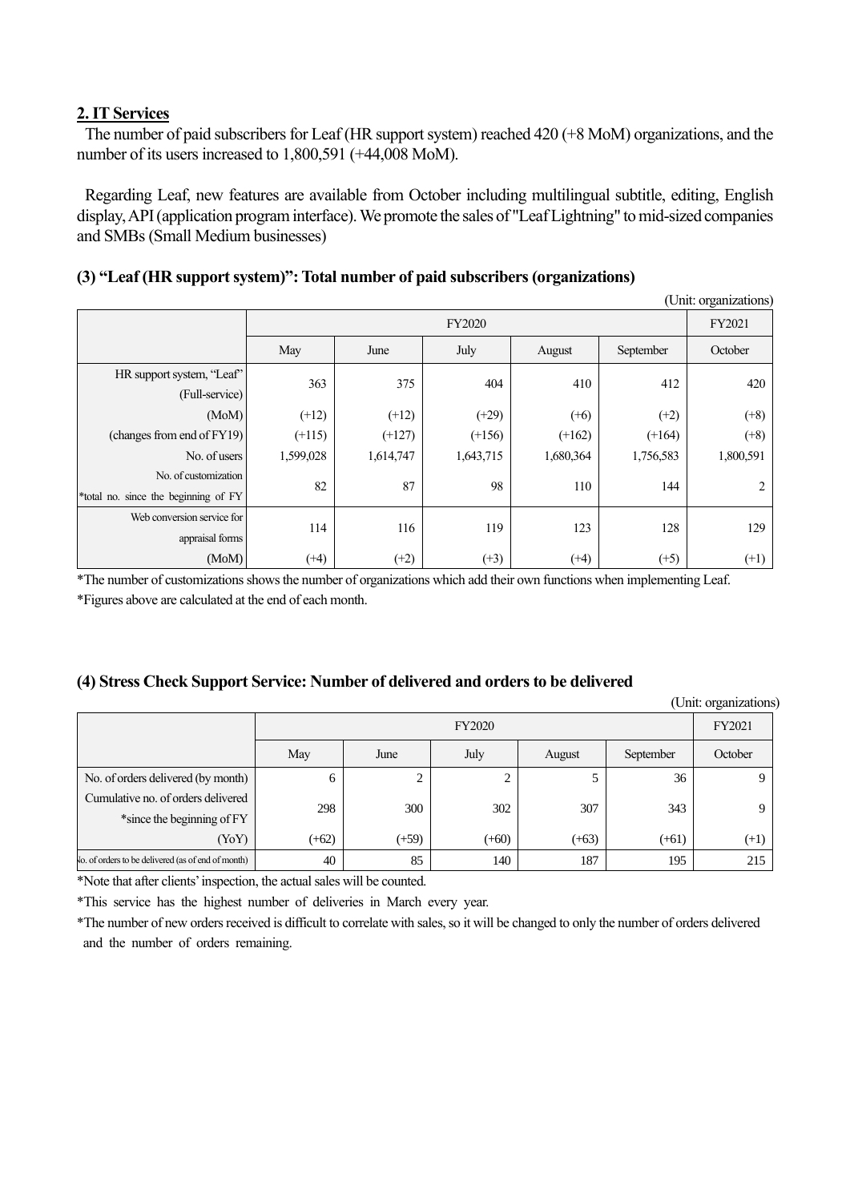## 2. IT Services

The number of paid subscribers for Leaf (HR support system) reached 420 (+8 MoM) organizations, and the number of its users increased to 1,800,591 (+44,008 MoM).

Regarding Leaf, new features are available from October including multilingual subtitle, editing, English display, API (application program interface). We promote the sales of "Leaf Lightning" to mid-sized companies and SMBs (Small Medium businesses)

### (3) "Leaf (HR support system)": Total number of paid subscribers (organizations)

(Unit: organizations)

| | FY2020 | | | | | FY2021 |
|---|---|---|---|---|---|---|
| | May | June | July | August | September | October |
| HR support system, "Leaf" (Full-service) | 363 | 375 | 404 | 410 | 412 | 420 |
| (MoM) | (+12) | (+12) | (+29) | (+6) | (+2) | (+8) |
| (changes from end of FY19) | (+115) | (+127) | (+156) | (+162) | (+164) | (+8) |
| No. of users | 1,599,028 | 1,614,747 | 1,643,715 | 1,680,364 | 1,756,583 | 1,800,591 |
| No. of customization *total no. since the beginning of FY | 82 | 87 | 98 | 110 | 144 | 2 |
| Web conversion service for appraisal forms | 114 | 116 | 119 | 123 | 128 | 129 |
| (MoM) | (+4) | (+2) | (+3) | (+4) | (+5) | (+1) |

*The number of customizations shows the number of organizations which add their own functions when implementing Leaf.

*Figures above are calculated at the end of each month.

### (4) Stress Check Support Service: Number of delivered and orders to be delivered

(Unit: organizations)

| | FY2020 | | | | | FY2021 |
|---|---|---|---|---|---|---|
| | May | June | July | August | September | October |
| No. of orders delivered (by month) | 6 | 2 | 2 | 5 | 36 | 9 |
| Cumulative no. of orders delivered *since the beginning of FY | 298 | 300 | 302 | 307 | 343 | 9 |
| (YoY) | (+62) | (+59) | (+60) | (+63) | (+61) | (+1) |
| No. of orders to be delivered (as of end of month) | 40 | 85 | 140 | 187 | 195 | 215 |

*Note that after clients' inspection, the actual sales will be counted.

*This service has the highest number of deliveries in March every year.

*The number of new orders received is difficult to correlate with sales, so it will be changed to only the number of orders delivered and the number of orders remaining.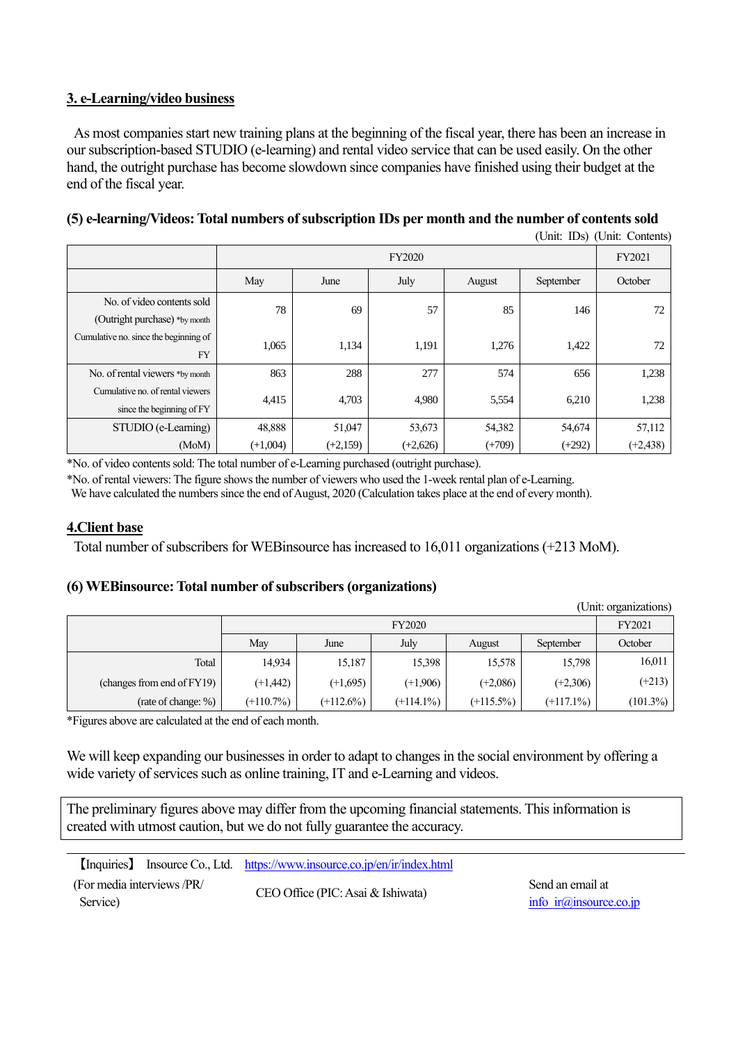## 3. e-Learning/video business

As most companies start new training plans at the beginning of the fiscal year, there has been an increase in our subscription-based STUDIO (e-learning) and rental video service that can be used easily. On the other hand, the outright purchase has become slowdown since companies have finished using their budget at the end of the fiscal year.

### (5) e-learning/Videos: Total numbers of subscription IDs per month and the number of contents sold

(Unit: IDs) (Unit: Contents)

| | FY2020 | | | | | FY2021 |
|---|---|---|---|---|---|---|
| | May | June | July | August | September | October |
| No. of video contents sold (Outright purchase) *by month | 78 | 69 | 57 | 85 | 146 | 72 |
| Cumulative no. since the beginning of FY | 1,065 | 1,134 | 1,191 | 1,276 | 1,422 | 72 |
| No. of rental viewers *by month | 863 | 288 | 277 | 574 | 656 | 1,238 |
| Cumulative no. of rental viewers since the beginning of FY | 4,415 | 4,703 | 4,980 | 5,554 | 6,210 | 1,238 |
| STUDIO (e-Learning) | 48,888 | 51,047 | 53,673 | 54,382 | 54,674 | 57,112 |
| (MoM) | (+1,004) | (+2,159) | (+2,626) | (+709) | (+292) | (+2,438) |

*No. of video contents sold: The total number of e-Learning purchased (outright purchase).

*No. of rental viewers: The figure shows the number of viewers who used the 1-week rental plan of e-Learning.
We have calculated the numbers since the end of August, 2020 (Calculation takes place at the end of every month).

## 4.Client base

Total number of subscribers for WEBinsource has increased to 16,011 organizations (+213 MoM).

### (6) WEBinsource: Total number of subscribers (organizations)

(Unit: organizations)

| | FY2020 | | | | | FY2021 |
|---|---|---|---|---|---|---|
| | May | June | July | August | September | October |
| Total | 14,934 | 15,187 | 15,398 | 15,578 | 15,798 | 16,011 |
| (changes from end of FY19) | (+1,442) | (+1,695) | (+1,906) | (+2,086) | (+2,306) | (+213) |
| (rate of change: %) | (+110.7%) | (+112.6%) | (+114.1%) | (+115.5%) | (+117.1%) | (101.3%) |

*Figures above are calculated at the end of each month.

We will keep expanding our businesses in order to adapt to changes in the social environment by offering a wide variety of services such as online training, IT and e-Learning and videos.

The preliminary figures above may differ from the upcoming financial statements. This information is created with utmost caution, but we do not fully guarantee the accuracy.

【Inquiries】 Insource Co., Ltd. https://www.insource.co.jp/en/ir/index.html

(For media interviews /PR/ Service) CEO Office (PIC: Asai & Ishiwata) Send an email at info_ir@insource.co.jp